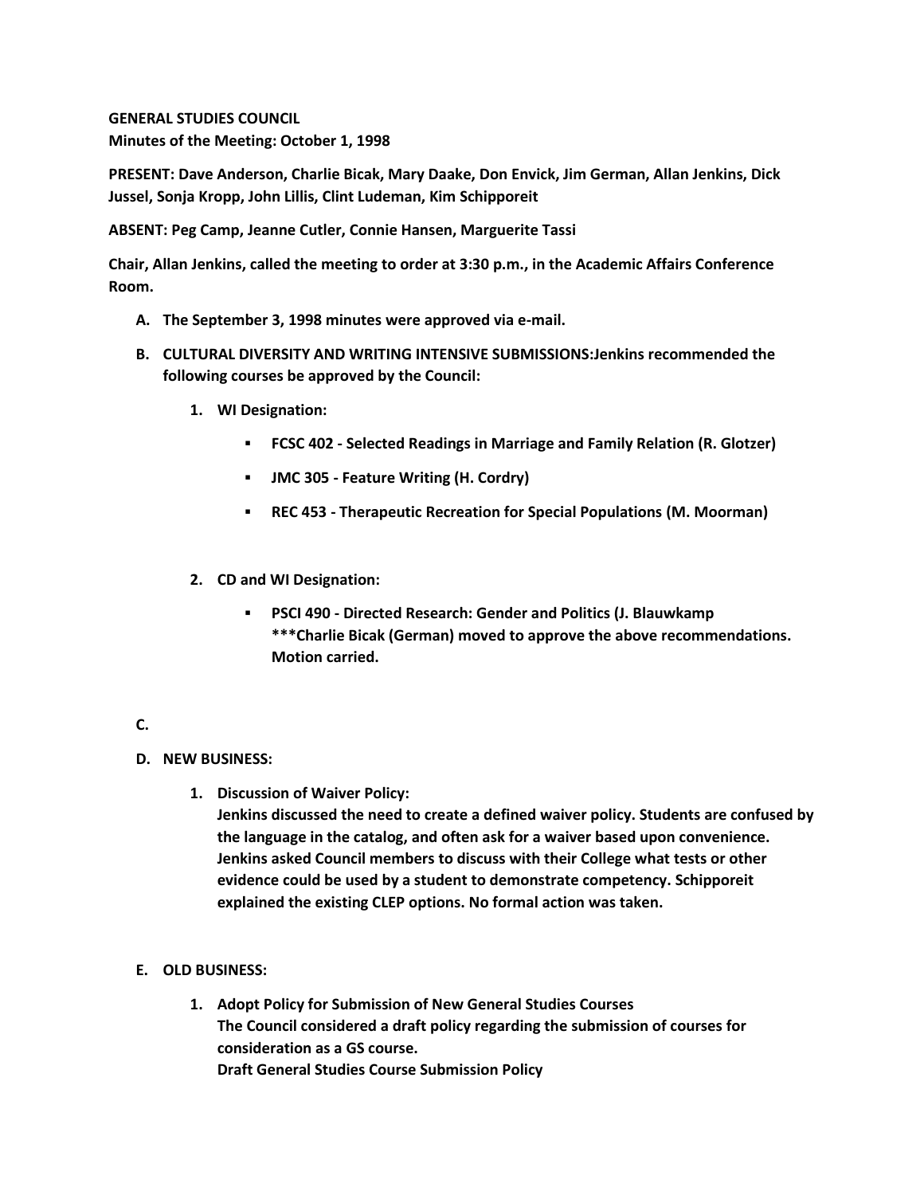**GENERAL STUDIES COUNCIL**
**Minutes of the Meeting: October 1, 1998**

**PRESENT: Dave Anderson, Charlie Bicak, Mary Daake, Don Envick, Jim German, Allan Jenkins, Dick Jussel, Sonja Kropp, John Lillis, Clint Ludeman, Kim Schipporeit**

**ABSENT: Peg Camp, Jeanne Cutler, Connie Hansen, Marguerite Tassi**

**Chair, Allan Jenkins, called the meeting to order at 3:30 p.m., in the Academic Affairs Conference Room.**

A. **The September 3, 1998 minutes were approved via e-mail.**

B. **CULTURAL DIVERSITY AND WRITING INTENSIVE SUBMISSIONS:Jenkins recommended the following courses be approved by the Council:**

   1. **WI Designation:**

      - **FCSC 402 - Selected Readings in Marriage and Family Relation (R. Glotzer)**
      - **JMC 305 - Feature Writing (H. Cordry)**
      - **REC 453 - Therapeutic Recreation for Special Populations (M. Moorman)**

   2. **CD and WI Designation:**

      - **PSCI 490 - Directed Research: Gender and Politics (J. Blauwkamp**
        *****Charlie Bicak (German) moved to approve the above recommendations. Motion carried.**

C.

D. **NEW BUSINESS:**

   1. **Discussion of Waiver Policy:**
      **Jenkins discussed the need to create a defined waiver policy. Students are confused by the language in the catalog, and often ask for a waiver based upon convenience. Jenkins asked Council members to discuss with their College what tests or other evidence could be used by a student to demonstrate competency. Schipporeit explained the existing CLEP options. No formal action was taken.**

E. **OLD BUSINESS:**

   1. **Adopt Policy for Submission of New General Studies Courses**
      **The Council considered a draft policy regarding the submission of courses for consideration as a GS course.**
      **Draft General Studies Course Submission Policy**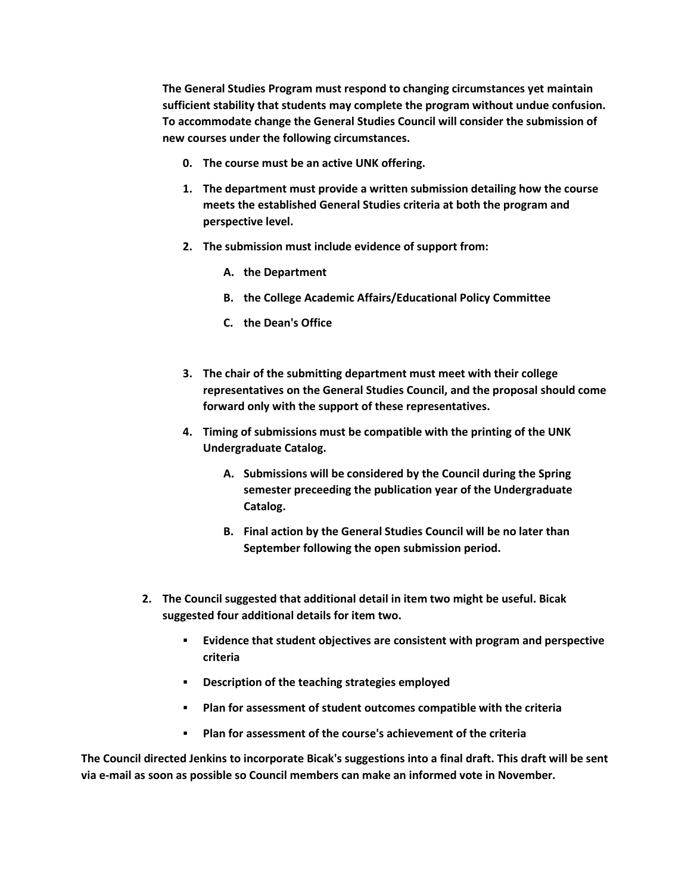**The General Studies Program must respond to changing circumstances yet maintain sufficient stability that students may complete the program without undue confusion. To accommodate change the General Studies Council will consider the submission of new courses under the following circumstances.**

0. **The course must be an active UNK offering.**
1. **The department must provide a written submission detailing how the course meets the established General Studies criteria at both the program and perspective level.**
2. **The submission must include evidence of support from:**
   - A. **the Department**
   - B. **the College Academic Affairs/Educational Policy Committee**
   - C. **the Dean's Office**
3. **The chair of the submitting department must meet with their college representatives on the General Studies Council, and the proposal should come forward only with the support of these representatives.**
4. **Timing of submissions must be compatible with the printing of the UNK Undergraduate Catalog.**
   - A. **Submissions will be considered by the Council during the Spring semester preceeding the publication year of the Undergraduate Catalog.**
   - B. **Final action by the General Studies Council will be no later than September following the open submission period.**

2. **The Council suggested that additional detail in item two might be useful. Bicak suggested four additional details for item two.**
   - **Evidence that student objectives are consistent with program and perspective criteria**
   - **Description of the teaching strategies employed**
   - **Plan for assessment of student outcomes compatible with the criteria**
   - **Plan for assessment of the course's achievement of the criteria**

**The Council directed Jenkins to incorporate Bicak's suggestions into a final draft. This draft will be sent via e-mail as soon as possible so Council members can make an informed vote in November.**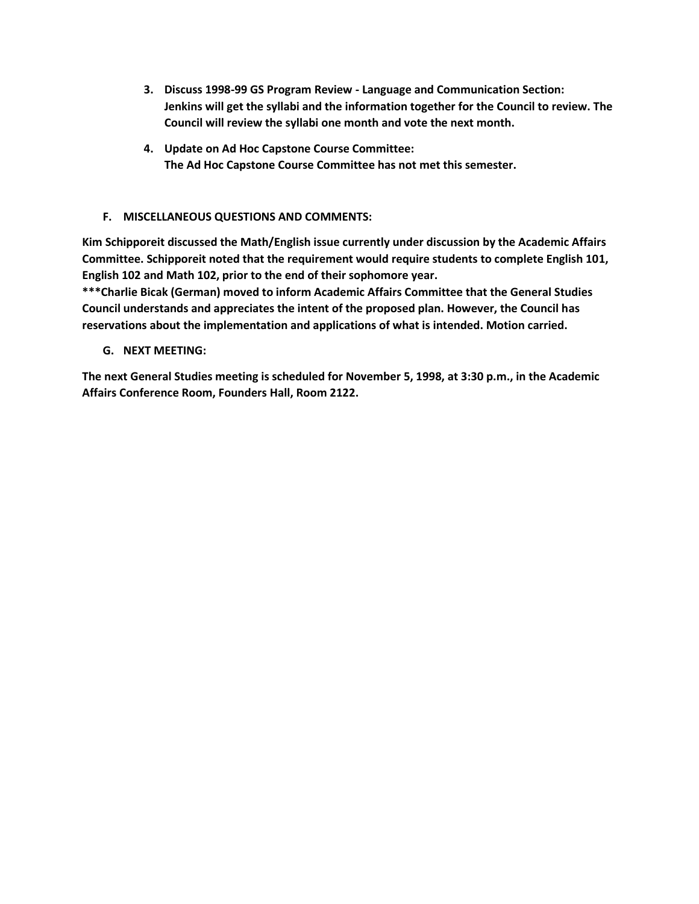3. **Discuss 1998-99 GS Program Review - Language and Communication Section:**
   **Jenkins will get the syllabi and the information together for the Council to review. The Council will review the syllabi one month and vote the next month.**

4. **Update on Ad Hoc Capstone Course Committee:**
   **The Ad Hoc Capstone Course Committee has not met this semester.**

## F. MISCELLANEOUS QUESTIONS AND COMMENTS:

**Kim Schipporeit discussed the Math/English issue currently under discussion by the Academic Affairs Committee. Schipporeit noted that the requirement would require students to complete English 101, English 102 and Math 102, prior to the end of their sophomore year.**
**\*\*\*Charlie Bicak (German) moved to inform Academic Affairs Committee that the General Studies Council understands and appreciates the intent of the proposed plan. However, the Council has reservations about the implementation and applications of what is intended. Motion carried.**

## G. NEXT MEETING:

**The next General Studies meeting is scheduled for November 5, 1998, at 3:30 p.m., in the Academic Affairs Conference Room, Founders Hall, Room 2122.**